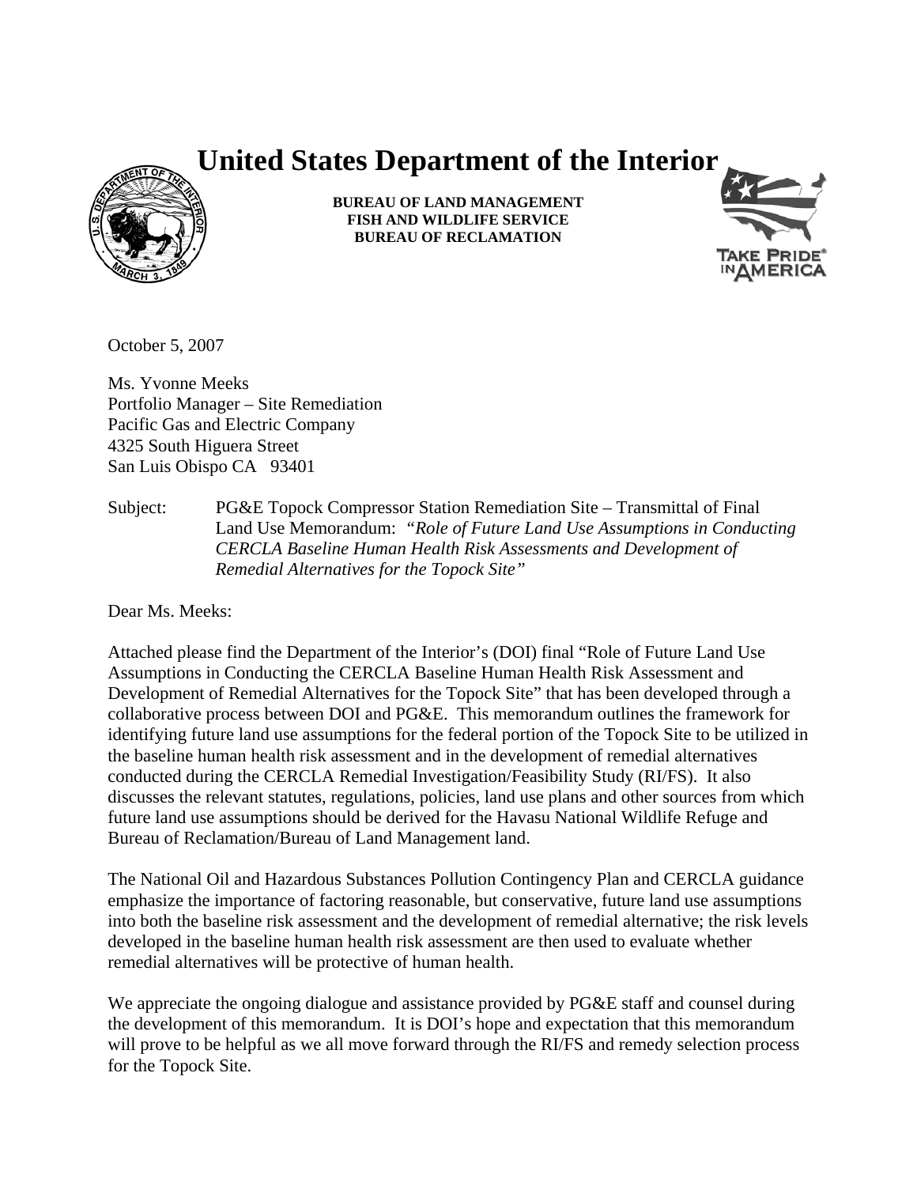# United States Department of the Interior

**BUREAU OF LAND MANAGEMENT**
**FISH AND WILDLIFE SERVICE**
**BUREAU OF RECLAMATION**

October 5, 2007

Ms. Yvonne Meeks
Portfolio Manager – Site Remediation
Pacific Gas and Electric Company
4325 South Higuera Street
San Luis Obispo CA 93401

Subject: PG&E Topock Compressor Station Remediation Site – Transmittal of Final Land Use Memorandum: *"Role of Future Land Use Assumptions in Conducting CERCLA Baseline Human Health Risk Assessments and Development of Remedial Alternatives for the Topock Site"*

Dear Ms. Meeks:

Attached please find the Department of the Interior's (DOI) final "Role of Future Land Use Assumptions in Conducting the CERCLA Baseline Human Health Risk Assessment and Development of Remedial Alternatives for the Topock Site" that has been developed through a collaborative process between DOI and PG&E. This memorandum outlines the framework for identifying future land use assumptions for the federal portion of the Topock Site to be utilized in the baseline human health risk assessment and in the development of remedial alternatives conducted during the CERCLA Remedial Investigation/Feasibility Study (RI/FS). It also discusses the relevant statutes, regulations, policies, land use plans and other sources from which future land use assumptions should be derived for the Havasu National Wildlife Refuge and Bureau of Reclamation/Bureau of Land Management land.

The National Oil and Hazardous Substances Pollution Contingency Plan and CERCLA guidance emphasize the importance of factoring reasonable, but conservative, future land use assumptions into both the baseline risk assessment and the development of remedial alternative; the risk levels developed in the baseline human health risk assessment are then used to evaluate whether remedial alternatives will be protective of human health.

We appreciate the ongoing dialogue and assistance provided by PG&E staff and counsel during the development of this memorandum. It is DOI's hope and expectation that this memorandum will prove to be helpful as we all move forward through the RI/FS and remedy selection process for the Topock Site.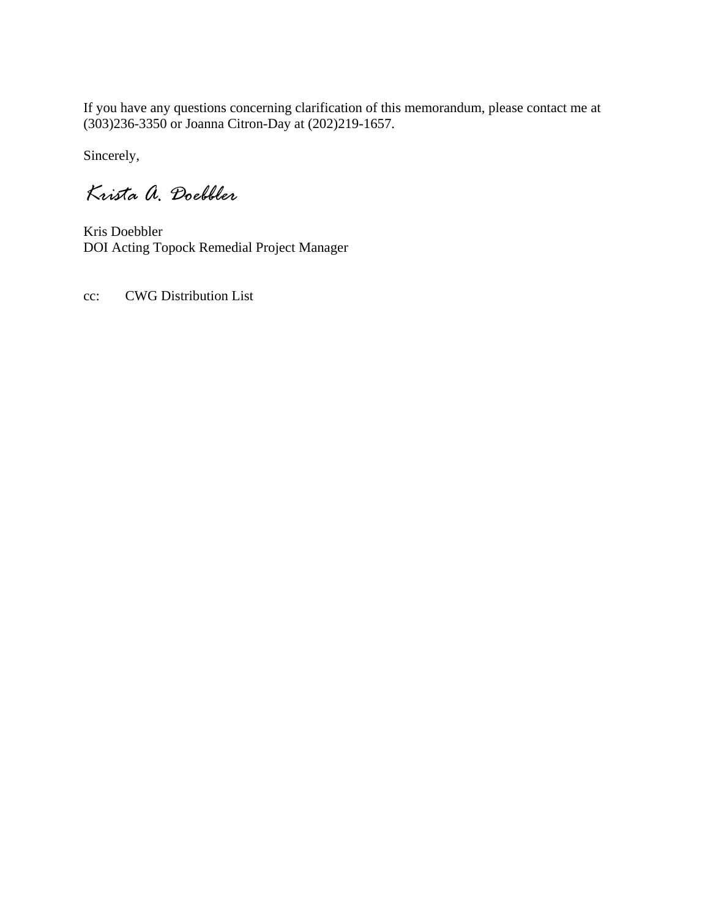If you have any questions concerning clarification of this memorandum, please contact me at (303)236-3350 or Joanna Citron-Day at (202)219-1657.

Sincerely,

*Krista A. Doebbler*

Kris Doebbler
DOI Acting Topock Remedial Project Manager

cc: CWG Distribution List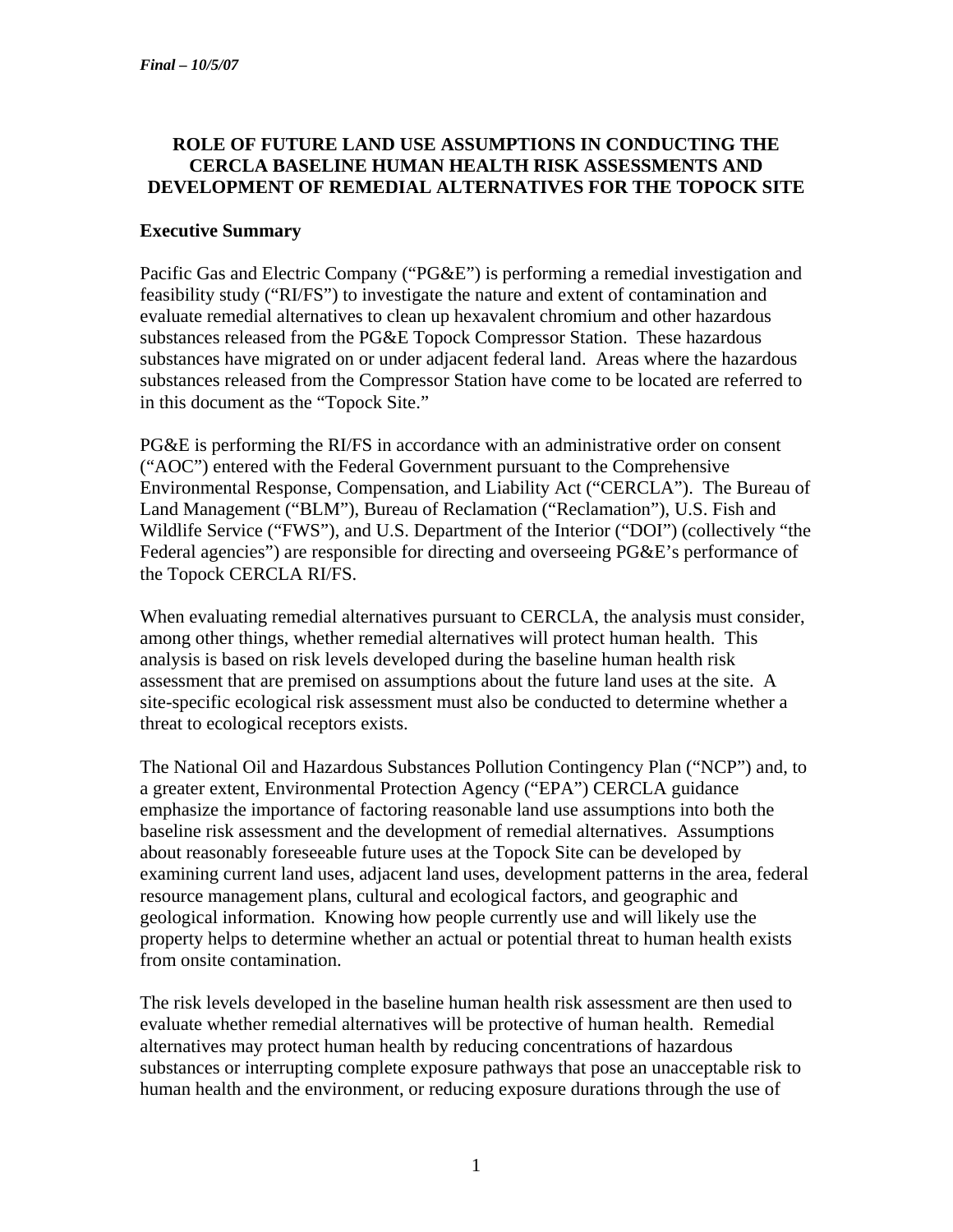*Final – 10/5/07*

**ROLE OF FUTURE LAND USE ASSUMPTIONS IN CONDUCTING THE CERCLA BASELINE HUMAN HEALTH RISK ASSESSMENTS AND DEVELOPMENT OF REMEDIAL ALTERNATIVES FOR THE TOPOCK SITE**

## Executive Summary

Pacific Gas and Electric Company ("PG&E") is performing a remedial investigation and feasibility study ("RI/FS") to investigate the nature and extent of contamination and evaluate remedial alternatives to clean up hexavalent chromium and other hazardous substances released from the PG&E Topock Compressor Station. These hazardous substances have migrated on or under adjacent federal land. Areas where the hazardous substances released from the Compressor Station have come to be located are referred to in this document as the "Topock Site."

PG&E is performing the RI/FS in accordance with an administrative order on consent ("AOC") entered with the Federal Government pursuant to the Comprehensive Environmental Response, Compensation, and Liability Act ("CERCLA"). The Bureau of Land Management ("BLM"), Bureau of Reclamation ("Reclamation"), U.S. Fish and Wildlife Service ("FWS"), and U.S. Department of the Interior ("DOI") (collectively "the Federal agencies") are responsible for directing and overseeing PG&E's performance of the Topock CERCLA RI/FS.

When evaluating remedial alternatives pursuant to CERCLA, the analysis must consider, among other things, whether remedial alternatives will protect human health. This analysis is based on risk levels developed during the baseline human health risk assessment that are premised on assumptions about the future land uses at the site. A site-specific ecological risk assessment must also be conducted to determine whether a threat to ecological receptors exists.

The National Oil and Hazardous Substances Pollution Contingency Plan ("NCP") and, to a greater extent, Environmental Protection Agency ("EPA") CERCLA guidance emphasize the importance of factoring reasonable land use assumptions into both the baseline risk assessment and the development of remedial alternatives. Assumptions about reasonably foreseeable future uses at the Topock Site can be developed by examining current land uses, adjacent land uses, development patterns in the area, federal resource management plans, cultural and ecological factors, and geographic and geological information. Knowing how people currently use and will likely use the property helps to determine whether an actual or potential threat to human health exists from onsite contamination.

The risk levels developed in the baseline human health risk assessment are then used to evaluate whether remedial alternatives will be protective of human health. Remedial alternatives may protect human health by reducing concentrations of hazardous substances or interrupting complete exposure pathways that pose an unacceptable risk to human health and the environment, or reducing exposure durations through the use of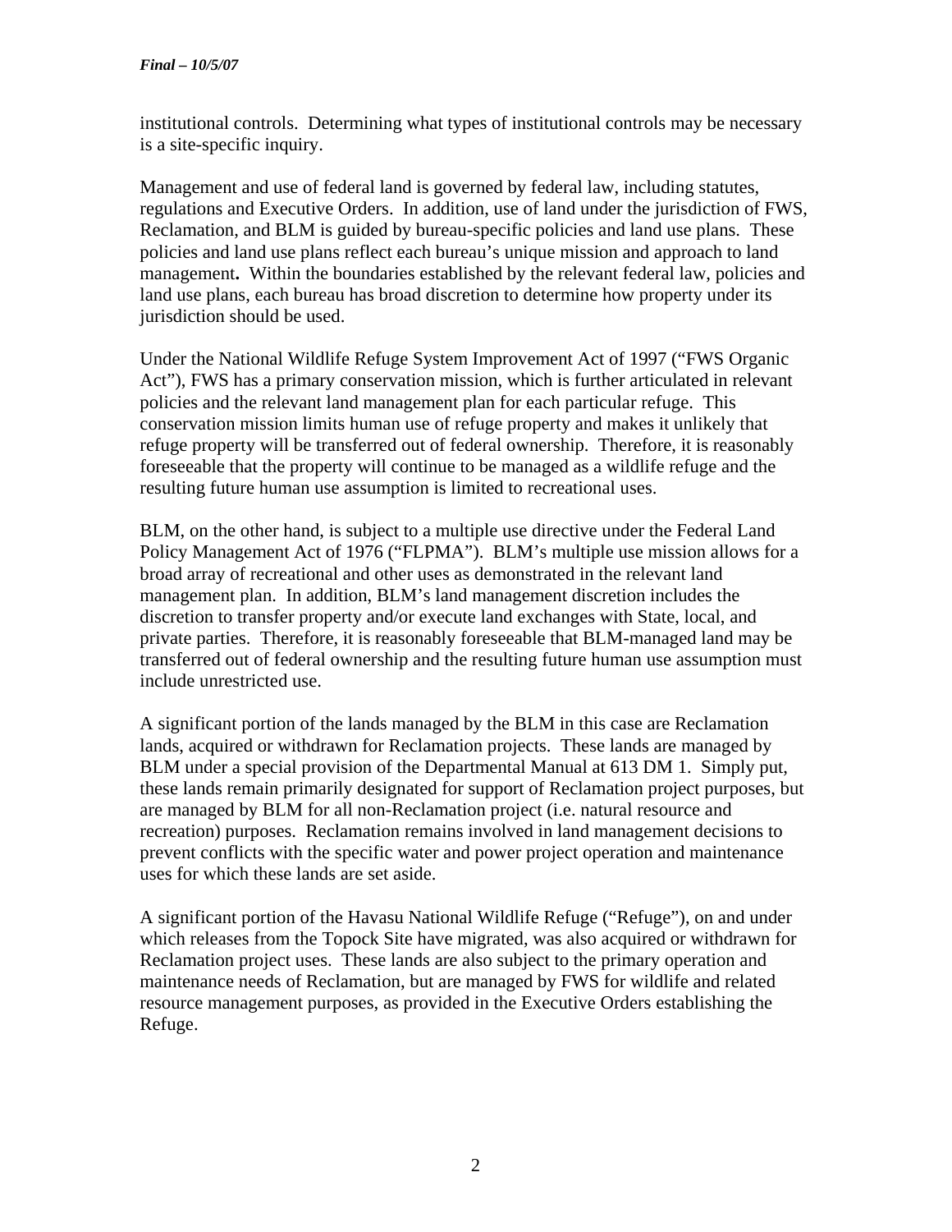institutional controls. Determining what types of institutional controls may be necessary is a site-specific inquiry.

Management and use of federal land is governed by federal law, including statutes, regulations and Executive Orders. In addition, use of land under the jurisdiction of FWS, Reclamation, and BLM is guided by bureau-specific policies and land use plans. These policies and land use plans reflect each bureau's unique mission and approach to land management**.** Within the boundaries established by the relevant federal law, policies and land use plans, each bureau has broad discretion to determine how property under its jurisdiction should be used.

Under the National Wildlife Refuge System Improvement Act of 1997 ("FWS Organic Act"), FWS has a primary conservation mission, which is further articulated in relevant policies and the relevant land management plan for each particular refuge. This conservation mission limits human use of refuge property and makes it unlikely that refuge property will be transferred out of federal ownership. Therefore, it is reasonably foreseeable that the property will continue to be managed as a wildlife refuge and the resulting future human use assumption is limited to recreational uses.

BLM, on the other hand, is subject to a multiple use directive under the Federal Land Policy Management Act of 1976 ("FLPMA"). BLM's multiple use mission allows for a broad array of recreational and other uses as demonstrated in the relevant land management plan. In addition, BLM's land management discretion includes the discretion to transfer property and/or execute land exchanges with State, local, and private parties. Therefore, it is reasonably foreseeable that BLM-managed land may be transferred out of federal ownership and the resulting future human use assumption must include unrestricted use.

A significant portion of the lands managed by the BLM in this case are Reclamation lands, acquired or withdrawn for Reclamation projects. These lands are managed by BLM under a special provision of the Departmental Manual at 613 DM 1. Simply put, these lands remain primarily designated for support of Reclamation project purposes, but are managed by BLM for all non-Reclamation project (i.e. natural resource and recreation) purposes. Reclamation remains involved in land management decisions to prevent conflicts with the specific water and power project operation and maintenance uses for which these lands are set aside.

A significant portion of the Havasu National Wildlife Refuge ("Refuge"), on and under which releases from the Topock Site have migrated, was also acquired or withdrawn for Reclamation project uses. These lands are also subject to the primary operation and maintenance needs of Reclamation, but are managed by FWS for wildlife and related resource management purposes, as provided in the Executive Orders establishing the Refuge.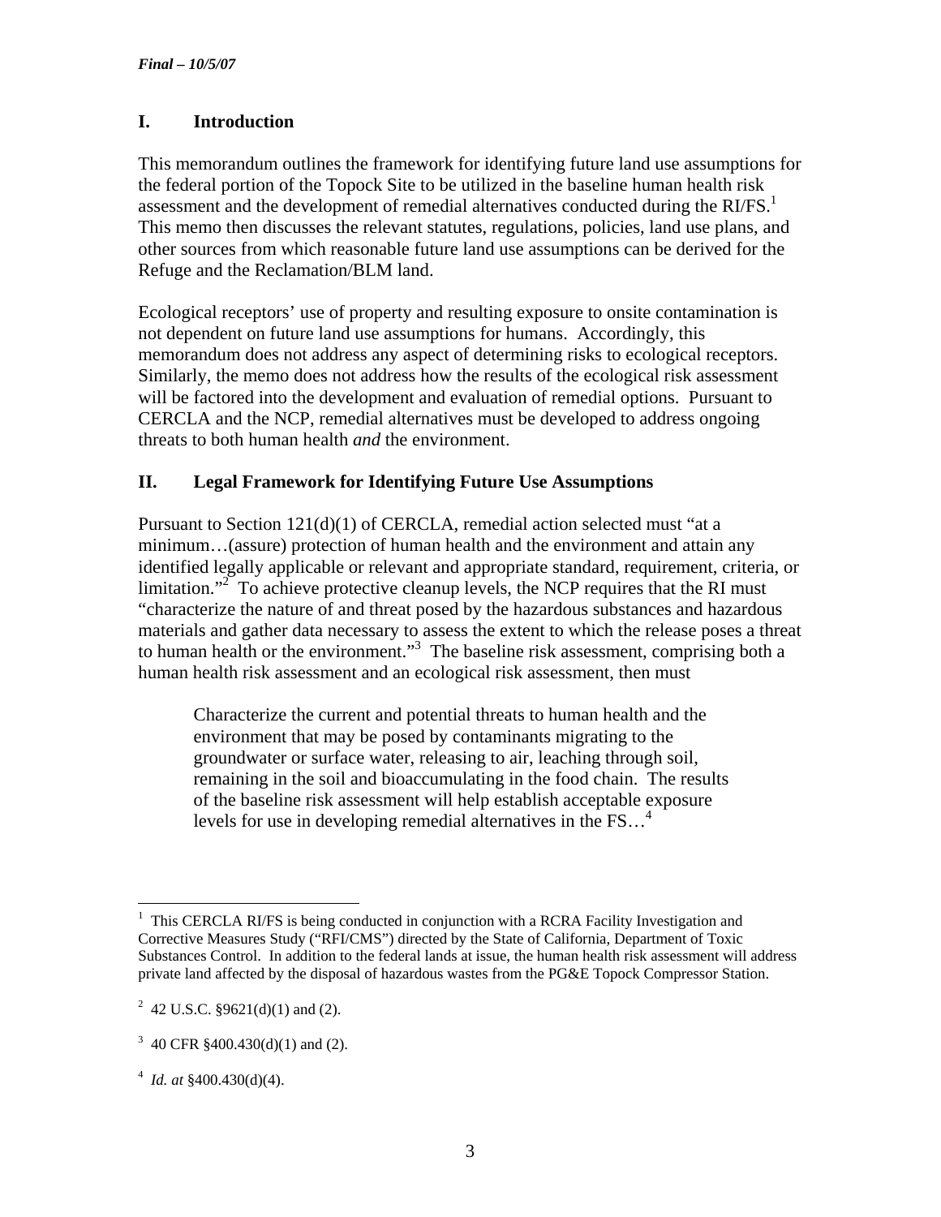*Final – 10/5/07*

## I. Introduction

This memorandum outlines the framework for identifying future land use assumptions for the federal portion of the Topock Site to be utilized in the baseline human health risk assessment and the development of remedial alternatives conducted during the RI/FS.[1] This memo then discusses the relevant statutes, regulations, policies, land use plans, and other sources from which reasonable future land use assumptions can be derived for the Refuge and the Reclamation/BLM land.

Ecological receptors' use of property and resulting exposure to onsite contamination is not dependent on future land use assumptions for humans. Accordingly, this memorandum does not address any aspect of determining risks to ecological receptors. Similarly, the memo does not address how the results of the ecological risk assessment will be factored into the development and evaluation of remedial options. Pursuant to CERCLA and the NCP, remedial alternatives must be developed to address ongoing threats to both human health *and* the environment.

## II. Legal Framework for Identifying Future Use Assumptions

Pursuant to Section 121(d)(1) of CERCLA, remedial action selected must "at a minimum…(assure) protection of human health and the environment and attain any identified legally applicable or relevant and appropriate standard, requirement, criteria, or limitation."[2] To achieve protective cleanup levels, the NCP requires that the RI must "characterize the nature of and threat posed by the hazardous substances and hazardous materials and gather data necessary to assess the extent to which the release poses a threat to human health or the environment."[3] The baseline risk assessment, comprising both a human health risk assessment and an ecological risk assessment, then must

> Characterize the current and potential threats to human health and the environment that may be posed by contaminants migrating to the groundwater or surface water, releasing to air, leaching through soil, remaining in the soil and bioaccumulating in the food chain. The results of the baseline risk assessment will help establish acceptable exposure levels for use in developing remedial alternatives in the FS…[4]

---

[1] This CERCLA RI/FS is being conducted in conjunction with a RCRA Facility Investigation and Corrective Measures Study ("RFI/CMS") directed by the State of California, Department of Toxic Substances Control. In addition to the federal lands at issue, the human health risk assessment will address private land affected by the disposal of hazardous wastes from the PG&E Topock Compressor Station.

[2] 42 U.S.C. §9621(d)(1) and (2).

[3] 40 CFR §400.430(d)(1) and (2).

[4] *Id. at* §400.430(d)(4).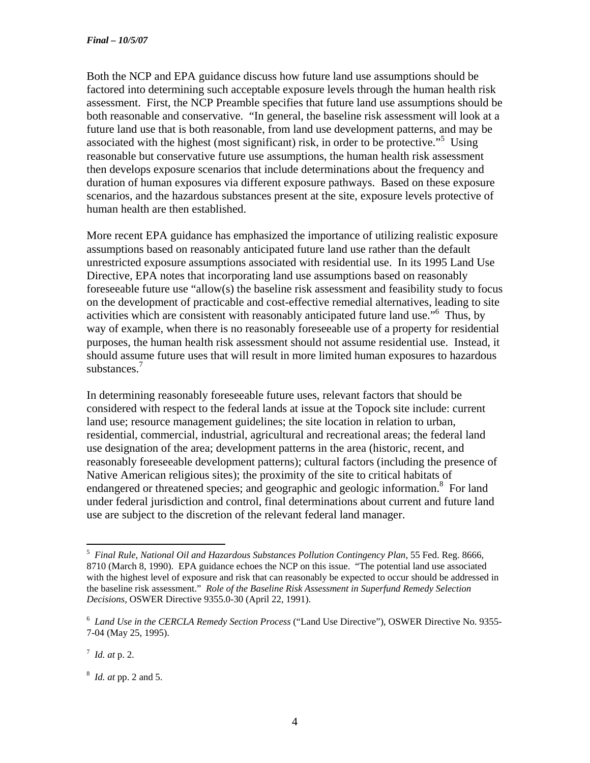Both the NCP and EPA guidance discuss how future land use assumptions should be factored into determining such acceptable exposure levels through the human health risk assessment. First, the NCP Preamble specifies that future land use assumptions should be both reasonable and conservative. "In general, the baseline risk assessment will look at a future land use that is both reasonable, from land use development patterns, and may be associated with the highest (most significant) risk, in order to be protective."[5] Using reasonable but conservative future use assumptions, the human health risk assessment then develops exposure scenarios that include determinations about the frequency and duration of human exposures via different exposure pathways. Based on these exposure scenarios, and the hazardous substances present at the site, exposure levels protective of human health are then established.

More recent EPA guidance has emphasized the importance of utilizing realistic exposure assumptions based on reasonably anticipated future land use rather than the default unrestricted exposure assumptions associated with residential use. In its 1995 Land Use Directive, EPA notes that incorporating land use assumptions based on reasonably foreseeable future use "allow(s) the baseline risk assessment and feasibility study to focus on the development of practicable and cost-effective remedial alternatives, leading to site activities which are consistent with reasonably anticipated future land use."[6] Thus, by way of example, when there is no reasonably foreseeable use of a property for residential purposes, the human health risk assessment should not assume residential use. Instead, it should assume future uses that will result in more limited human exposures to hazardous substances.[7]

In determining reasonably foreseeable future uses, relevant factors that should be considered with respect to the federal lands at issue at the Topock site include: current land use; resource management guidelines; the site location in relation to urban, residential, commercial, industrial, agricultural and recreational areas; the federal land use designation of the area; development patterns in the area (historic, recent, and reasonably foreseeable development patterns); cultural factors (including the presence of Native American religious sites); the proximity of the site to critical habitats of endangered or threatened species; and geographic and geologic information.[8] For land under federal jurisdiction and control, final determinations about current and future land use are subject to the discretion of the relevant federal land manager.

---

[5] *Final Rule, National Oil and Hazardous Substances Pollution Contingency Plan,* 55 Fed. Reg. 8666, 8710 (March 8, 1990). EPA guidance echoes the NCP on this issue. "The potential land use associated with the highest level of exposure and risk that can reasonably be expected to occur should be addressed in the baseline risk assessment." *Role of the Baseline Risk Assessment in Superfund Remedy Selection Decisions,* OSWER Directive 9355.0-30 (April 22, 1991).

[6] *Land Use in the CERCLA Remedy Section Process* ("Land Use Directive"), OSWER Directive No. 9355-7-04 (May 25, 1995).

[7] *Id. at* p. 2.

[8] *Id. at* pp. 2 and 5.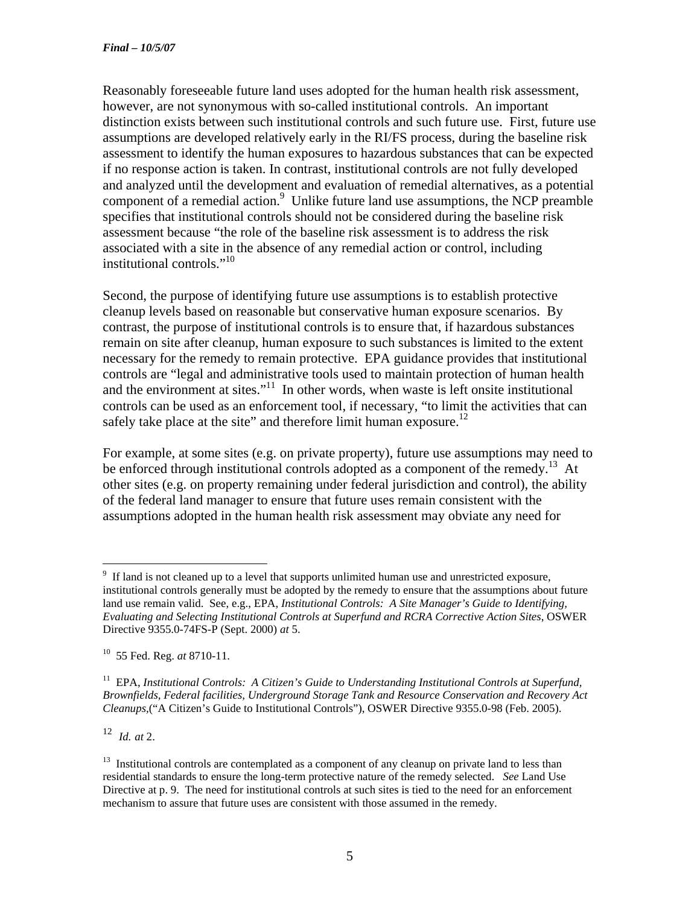Reasonably foreseeable future land uses adopted for the human health risk assessment, however, are not synonymous with so-called institutional controls. An important distinction exists between such institutional controls and such future use. First, future use assumptions are developed relatively early in the RI/FS process, during the baseline risk assessment to identify the human exposures to hazardous substances that can be expected if no response action is taken. In contrast, institutional controls are not fully developed and analyzed until the development and evaluation of remedial alternatives, as a potential component of a remedial action.[9] Unlike future land use assumptions, the NCP preamble specifies that institutional controls should not be considered during the baseline risk assessment because "the role of the baseline risk assessment is to address the risk associated with a site in the absence of any remedial action or control, including institutional controls."[10]

Second, the purpose of identifying future use assumptions is to establish protective cleanup levels based on reasonable but conservative human exposure scenarios. By contrast, the purpose of institutional controls is to ensure that, if hazardous substances remain on site after cleanup, human exposure to such substances is limited to the extent necessary for the remedy to remain protective. EPA guidance provides that institutional controls are "legal and administrative tools used to maintain protection of human health and the environment at sites."[11] In other words, when waste is left onsite institutional controls can be used as an enforcement tool, if necessary, "to limit the activities that can safely take place at the site" and therefore limit human exposure.[12]

For example, at some sites (e.g. on private property), future use assumptions may need to be enforced through institutional controls adopted as a component of the remedy.[13] At other sites (e.g. on property remaining under federal jurisdiction and control), the ability of the federal land manager to ensure that future uses remain consistent with the assumptions adopted in the human health risk assessment may obviate any need for

---

[9] If land is not cleaned up to a level that supports unlimited human use and unrestricted exposure, institutional controls generally must be adopted by the remedy to ensure that the assumptions about future land use remain valid. See, e.g., EPA, *Institutional Controls: A Site Manager's Guide to Identifying, Evaluating and Selecting Institutional Controls at Superfund and RCRA Corrective Action Sites*, OSWER Directive 9355.0-74FS-P (Sept. 2000) *at* 5.

[10] 55 Fed. Reg. *at* 8710-11.

[11] EPA, *Institutional Controls: A Citizen's Guide to Understanding Institutional Controls at Superfund, Brownfields, Federal facilities, Underground Storage Tank and Resource Conservation and Recovery Act Cleanups*,("A Citizen's Guide to Institutional Controls"), OSWER Directive 9355.0-98 (Feb. 2005).

[12] *Id. at* 2.

[13] Institutional controls are contemplated as a component of any cleanup on private land to less than residential standards to ensure the long-term protective nature of the remedy selected. *See* Land Use Directive at p. 9. The need for institutional controls at such sites is tied to the need for an enforcement mechanism to assure that future uses are consistent with those assumed in the remedy.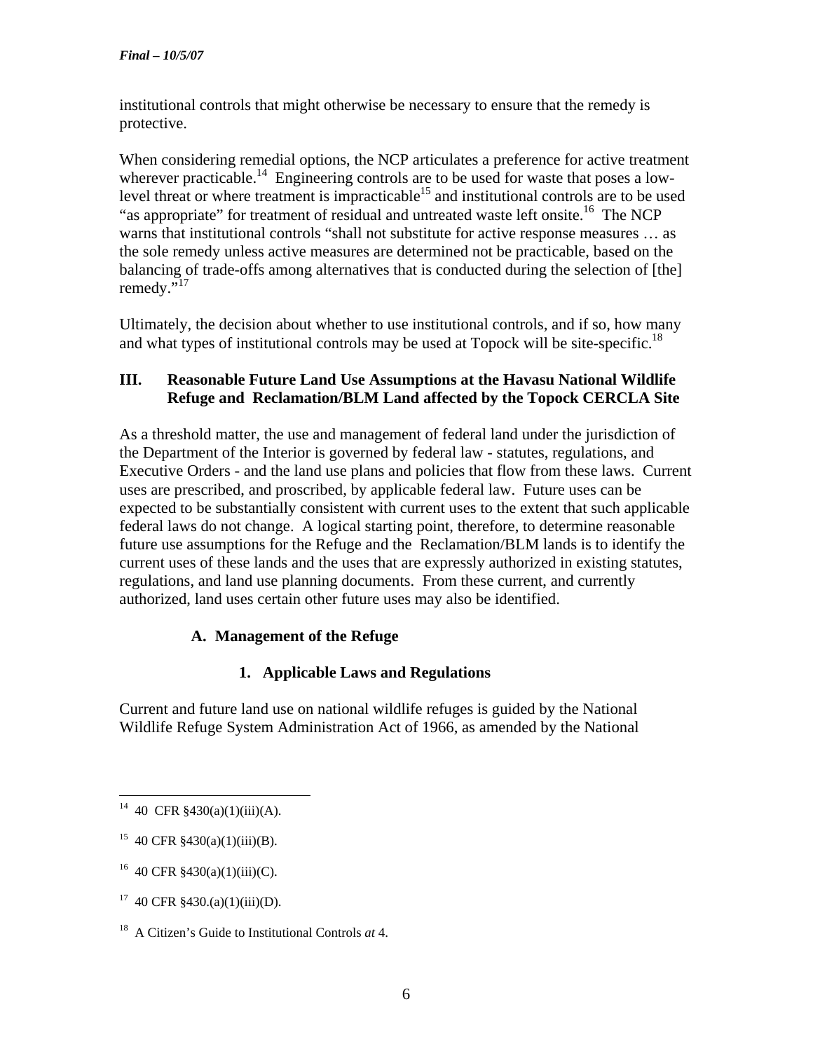institutional controls that might otherwise be necessary to ensure that the remedy is protective.

When considering remedial options, the NCP articulates a preference for active treatment wherever practicable.[14] Engineering controls are to be used for waste that poses a low-level threat or where treatment is impracticable[15] and institutional controls are to be used "as appropriate" for treatment of residual and untreated waste left onsite.[16] The NCP warns that institutional controls "shall not substitute for active response measures … as the sole remedy unless active measures are determined not be practicable, based on the balancing of trade-offs among alternatives that is conducted during the selection of [the] remedy."[17]

Ultimately, the decision about whether to use institutional controls, and if so, how many and what types of institutional controls may be used at Topock will be site-specific.[18]

## III. Reasonable Future Land Use Assumptions at the Havasu National Wildlife Refuge and Reclamation/BLM Land affected by the Topock CERCLA Site

As a threshold matter, the use and management of federal land under the jurisdiction of the Department of the Interior is governed by federal law - statutes, regulations, and Executive Orders - and the land use plans and policies that flow from these laws. Current uses are prescribed, and proscribed, by applicable federal law. Future uses can be expected to be substantially consistent with current uses to the extent that such applicable federal laws do not change. A logical starting point, therefore, to determine reasonable future use assumptions for the Refuge and the Reclamation/BLM lands is to identify the current uses of these lands and the uses that are expressly authorized in existing statutes, regulations, and land use planning documents. From these current, and currently authorized, land uses certain other future uses may also be identified.

### A. Management of the Refuge

#### 1. Applicable Laws and Regulations

Current and future land use on national wildlife refuges is guided by the National Wildlife Refuge System Administration Act of 1966, as amended by the National

---

[14] 40 CFR §430(a)(1)(iii)(A).

[15] 40 CFR §430(a)(1)(iii)(B).

[16] 40 CFR §430(a)(1)(iii)(C).

[17] 40 CFR §430.(a)(1)(iii)(D).

[18] A Citizen's Guide to Institutional Controls *at* 4.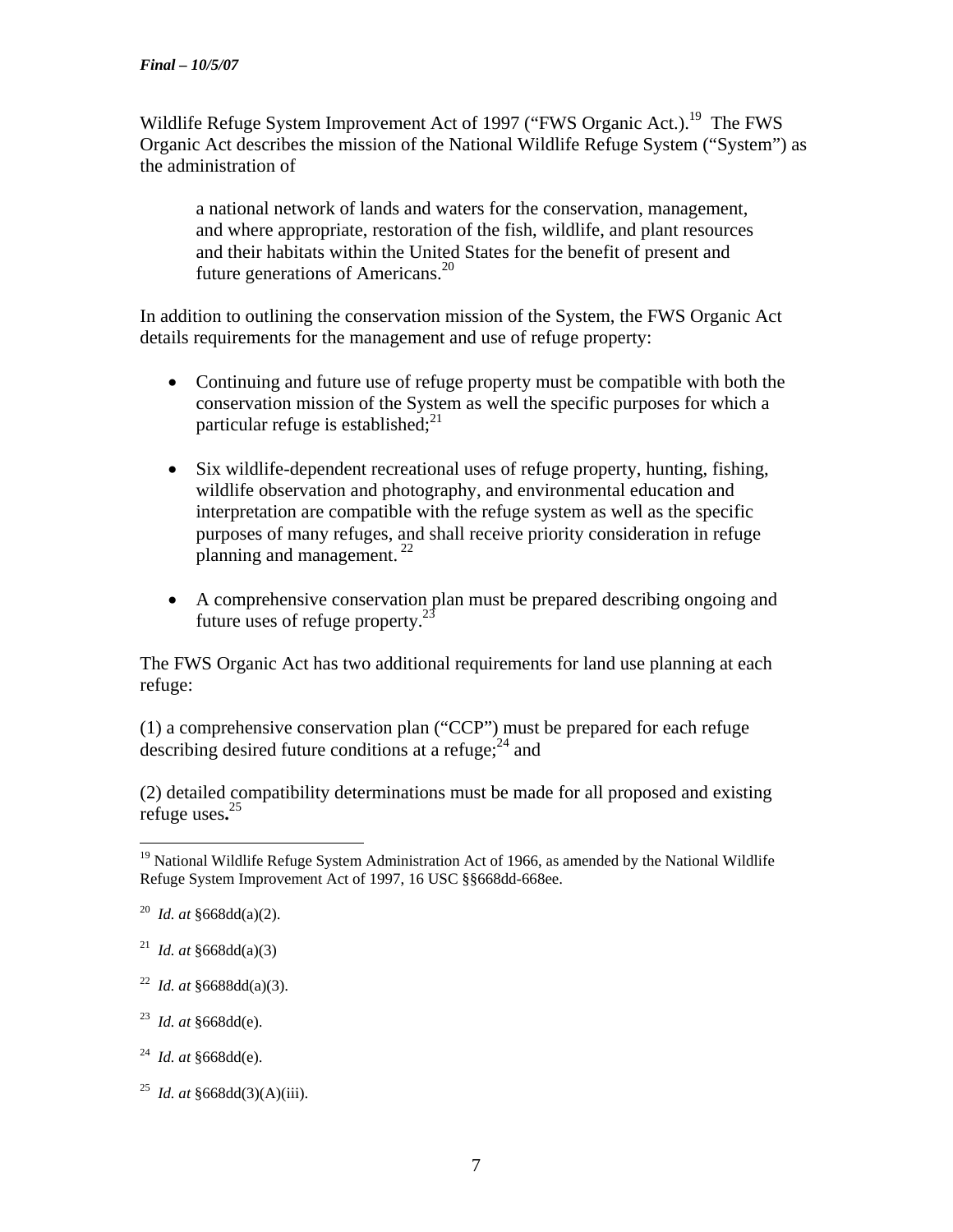Wildlife Refuge System Improvement Act of 1997 ("FWS Organic Act.).[19] The FWS Organic Act describes the mission of the National Wildlife Refuge System ("System") as the administration of

> a national network of lands and waters for the conservation, management, and where appropriate, restoration of the fish, wildlife, and plant resources and their habitats within the United States for the benefit of present and future generations of Americans.[20]

In addition to outlining the conservation mission of the System, the FWS Organic Act details requirements for the management and use of refuge property:

- Continuing and future use of refuge property must be compatible with both the conservation mission of the System as well the specific purposes for which a particular refuge is established;[21]

- Six wildlife-dependent recreational uses of refuge property, hunting, fishing, wildlife observation and photography, and environmental education and interpretation are compatible with the refuge system as well as the specific purposes of many refuges, and shall receive priority consideration in refuge planning and management. [22]

- A comprehensive conservation plan must be prepared describing ongoing and future uses of refuge property.[23]

The FWS Organic Act has two additional requirements for land use planning at each refuge:

(1) a comprehensive conservation plan ("CCP") must be prepared for each refuge describing desired future conditions at a refuge;[24] and

(2) detailed compatibility determinations must be made for all proposed and existing refuge uses**.**[25]

---

[19] National Wildlife Refuge System Administration Act of 1966, as amended by the National Wildlife Refuge System Improvement Act of 1997, 16 USC §§668dd-668ee.

[20] *Id. at* §668dd(a)(2).

[21] *Id. at* §668dd(a)(3)

[22] *Id. at* §6688dd(a)(3).

[23] *Id. at* §668dd(e).

[24] *Id. at* §668dd(e).

[25] *Id. at* §668dd(3)(A)(iii).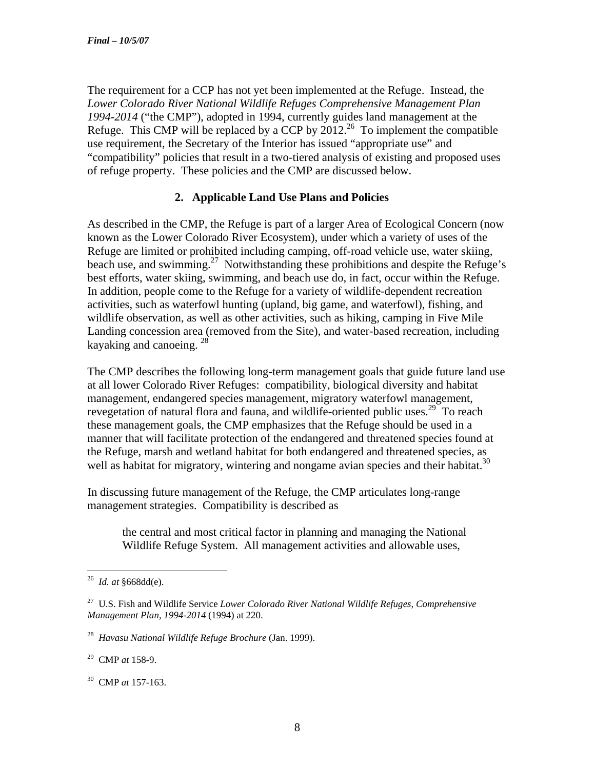The requirement for a CCP has not yet been implemented at the Refuge. Instead, the *Lower Colorado River National Wildlife Refuges Comprehensive Management Plan 1994-2014* ("the CMP"), adopted in 1994, currently guides land management at the Refuge. This CMP will be replaced by a CCP by 2012.[26] To implement the compatible use requirement, the Secretary of the Interior has issued "appropriate use" and "compatibility" policies that result in a two-tiered analysis of existing and proposed uses of refuge property. These policies and the CMP are discussed below.

### 2. Applicable Land Use Plans and Policies

As described in the CMP, the Refuge is part of a larger Area of Ecological Concern (now known as the Lower Colorado River Ecosystem), under which a variety of uses of the Refuge are limited or prohibited including camping, off-road vehicle use, water skiing, beach use, and swimming.[27] Notwithstanding these prohibitions and despite the Refuge's best efforts, water skiing, swimming, and beach use do, in fact, occur within the Refuge. In addition, people come to the Refuge for a variety of wildlife-dependent recreation activities, such as waterfowl hunting (upland, big game, and waterfowl), fishing, and wildlife observation, as well as other activities, such as hiking, camping in Five Mile Landing concession area (removed from the Site), and water-based recreation, including kayaking and canoeing. [28]

The CMP describes the following long-term management goals that guide future land use at all lower Colorado River Refuges: compatibility, biological diversity and habitat management, endangered species management, migratory waterfowl management, revegetation of natural flora and fauna, and wildlife-oriented public uses.[29] To reach these management goals, the CMP emphasizes that the Refuge should be used in a manner that will facilitate protection of the endangered and threatened species found at the Refuge, marsh and wetland habitat for both endangered and threatened species, as well as habitat for migratory, wintering and nongame avian species and their habitat.[30]

In discussing future management of the Refuge, the CMP articulates long-range management strategies. Compatibility is described as

> the central and most critical factor in planning and managing the National Wildlife Refuge System. All management activities and allowable uses,

---

[26] *Id. at* §668dd(e).

[27] U.S. Fish and Wildlife Service *Lower Colorado River National Wildlife Refuges, Comprehensive Management Plan, 1994-2014* (1994) at 220.

[28] *Havasu National Wildlife Refuge Brochure* (Jan. 1999).

[29] CMP *at* 158-9.

[30] CMP *at* 157-163.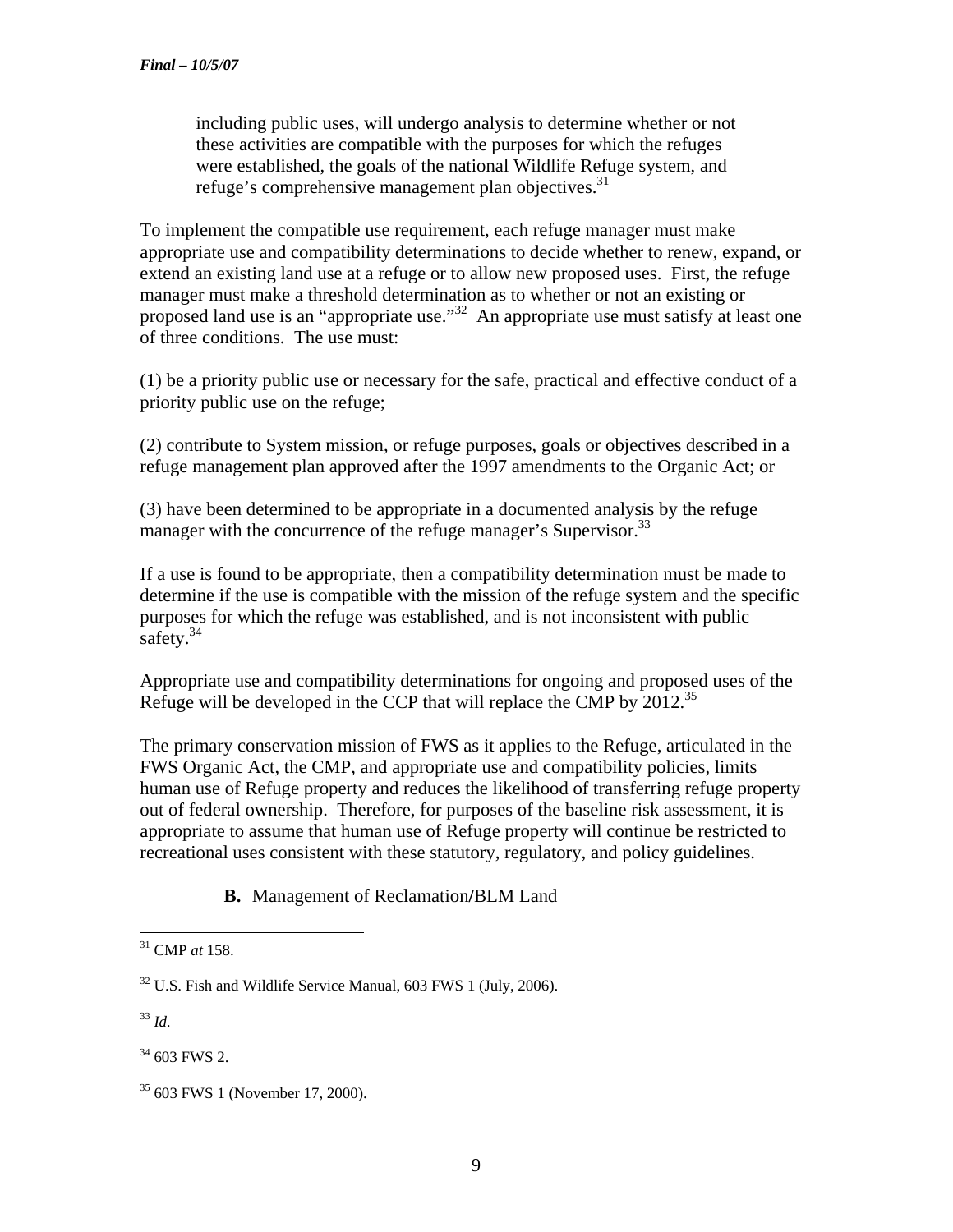including public uses, will undergo analysis to determine whether or not these activities are compatible with the purposes for which the refuges were established, the goals of the national Wildlife Refuge system, and refuge's comprehensive management plan objectives.[31]

To implement the compatible use requirement, each refuge manager must make appropriate use and compatibility determinations to decide whether to renew, expand, or extend an existing land use at a refuge or to allow new proposed uses. First, the refuge manager must make a threshold determination as to whether or not an existing or proposed land use is an "appropriate use."[32] An appropriate use must satisfy at least one of three conditions. The use must:

(1) be a priority public use or necessary for the safe, practical and effective conduct of a priority public use on the refuge;

(2) contribute to System mission, or refuge purposes, goals or objectives described in a refuge management plan approved after the 1997 amendments to the Organic Act; or

(3) have been determined to be appropriate in a documented analysis by the refuge manager with the concurrence of the refuge manager's Supervisor.[33]

If a use is found to be appropriate, then a compatibility determination must be made to determine if the use is compatible with the mission of the refuge system and the specific purposes for which the refuge was established, and is not inconsistent with public safety.[34]

Appropriate use and compatibility determinations for ongoing and proposed uses of the Refuge will be developed in the CCP that will replace the CMP by 2012.[35]

The primary conservation mission of FWS as it applies to the Refuge, articulated in the FWS Organic Act, the CMP, and appropriate use and compatibility policies, limits human use of Refuge property and reduces the likelihood of transferring refuge property out of federal ownership. Therefore, for purposes of the baseline risk assessment, it is appropriate to assume that human use of Refuge property will continue be restricted to recreational uses consistent with these statutory, regulatory, and policy guidelines.

**B.** Management of Reclamation/BLM Land

---

[31] CMP *at* 158.

[32] U.S. Fish and Wildlife Service Manual, 603 FWS 1 (July, 2006).

[33] *Id*.

[34] 603 FWS 2.

[35] 603 FWS 1 (November 17, 2000).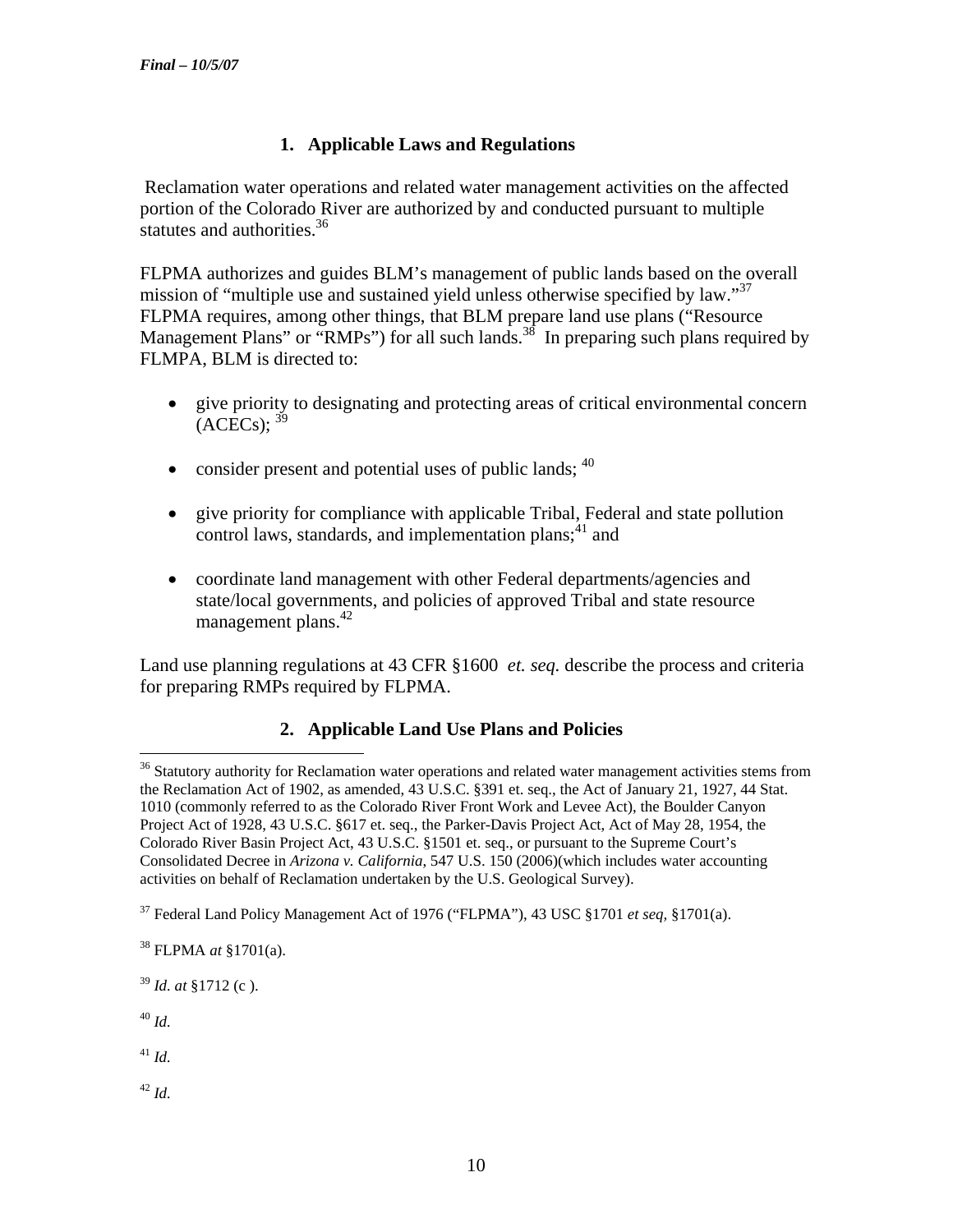### 1. Applicable Laws and Regulations

Reclamation water operations and related water management activities on the affected portion of the Colorado River are authorized by and conducted pursuant to multiple statutes and authorities.[36]

FLPMA authorizes and guides BLM's management of public lands based on the overall mission of "multiple use and sustained yield unless otherwise specified by law."[37] FLPMA requires, among other things, that BLM prepare land use plans ("Resource Management Plans" or "RMPs") for all such lands.[38] In preparing such plans required by FLMPA, BLM is directed to:

- give priority to designating and protecting areas of critical environmental concern (ACECs); [39]
- consider present and potential uses of public lands; [40]
- give priority for compliance with applicable Tribal, Federal and state pollution control laws, standards, and implementation plans;[41] and
- coordinate land management with other Federal departments/agencies and state/local governments, and policies of approved Tribal and state resource management plans.[42]

Land use planning regulations at 43 CFR §1600 *et. seq.* describe the process and criteria for preparing RMPs required by FLPMA.

### 2. Applicable Land Use Plans and Policies

---

[36] Statutory authority for Reclamation water operations and related water management activities stems from the Reclamation Act of 1902, as amended, 43 U.S.C. §391 et. seq., the Act of January 21, 1927, 44 Stat. 1010 (commonly referred to as the Colorado River Front Work and Levee Act), the Boulder Canyon Project Act of 1928, 43 U.S.C. §617 et. seq., the Parker-Davis Project Act, Act of May 28, 1954, the Colorado River Basin Project Act, 43 U.S.C. §1501 et. seq., or pursuant to the Supreme Court's Consolidated Decree in *Arizona v. California*, 547 U.S. 150 (2006)(which includes water accounting activities on behalf of Reclamation undertaken by the U.S. Geological Survey).

[37] Federal Land Policy Management Act of 1976 ("FLPMA"), 43 USC §1701 *et seq*, §1701(a).

[38] FLPMA *at* §1701(a).

[39] *Id. at* §1712 (c ).

[40] *Id.*

[41] *Id.*

[42] *Id.*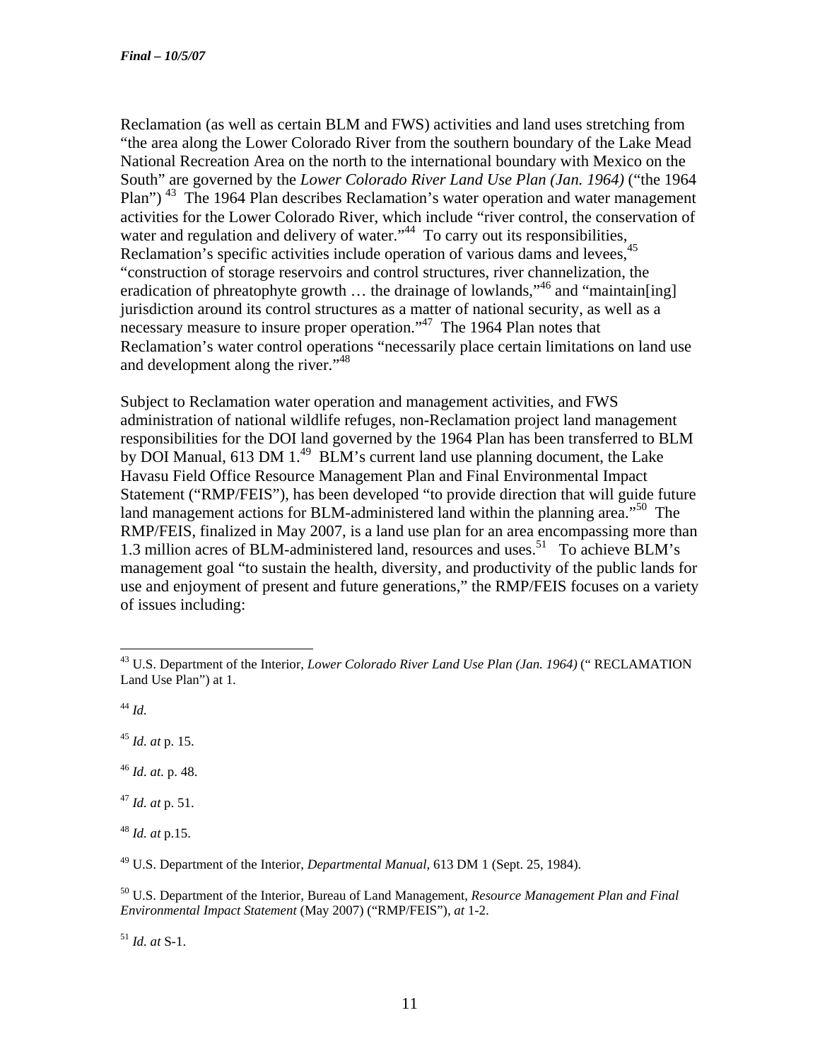Reclamation (as well as certain BLM and FWS) activities and land uses stretching from "the area along the Lower Colorado River from the southern boundary of the Lake Mead National Recreation Area on the north to the international boundary with Mexico on the South" are governed by the *Lower Colorado River Land Use Plan (Jan. 1964)* ("the 1964 Plan") [43] The 1964 Plan describes Reclamation's water operation and water management activities for the Lower Colorado River, which include "river control, the conservation of water and regulation and delivery of water."[44] To carry out its responsibilities, Reclamation's specific activities include operation of various dams and levees,[45] "construction of storage reservoirs and control structures, river channelization, the eradication of phreatophyte growth … the drainage of lowlands,"[46] and "maintain[ing] jurisdiction around its control structures as a matter of national security, as well as a necessary measure to insure proper operation."[47] The 1964 Plan notes that Reclamation's water control operations "necessarily place certain limitations on land use and development along the river."[48]

Subject to Reclamation water operation and management activities, and FWS administration of national wildlife refuges, non-Reclamation project land management responsibilities for the DOI land governed by the 1964 Plan has been transferred to BLM by DOI Manual, 613 DM 1.[49] BLM's current land use planning document, the Lake Havasu Field Office Resource Management Plan and Final Environmental Impact Statement ("RMP/FEIS"), has been developed "to provide direction that will guide future land management actions for BLM-administered land within the planning area."[50] The RMP/FEIS, finalized in May 2007, is a land use plan for an area encompassing more than 1.3 million acres of BLM-administered land, resources and uses.[51] To achieve BLM's management goal "to sustain the health, diversity, and productivity of the public lands for use and enjoyment of present and future generations," the RMP/FEIS focuses on a variety of issues including:

---

[43] U.S. Department of the Interior, *Lower Colorado River Land Use Plan (Jan. 1964)* (" RECLAMATION Land Use Plan") at 1.

[44] *Id.*

[45] *Id. at* p. 15.

[46] *Id. at.* p. 48.

[47] *Id. at* p. 51.

[48] *Id. at* p.15.

[49] U.S. Department of the Interior, *Departmental Manual*, 613 DM 1 (Sept. 25, 1984).

[50] U.S. Department of the Interior, Bureau of Land Management, *Resource Management Plan and Final Environmental Impact Statement* (May 2007) ("RMP/FEIS"), *at* 1-2.

[51] *Id. at* S-1.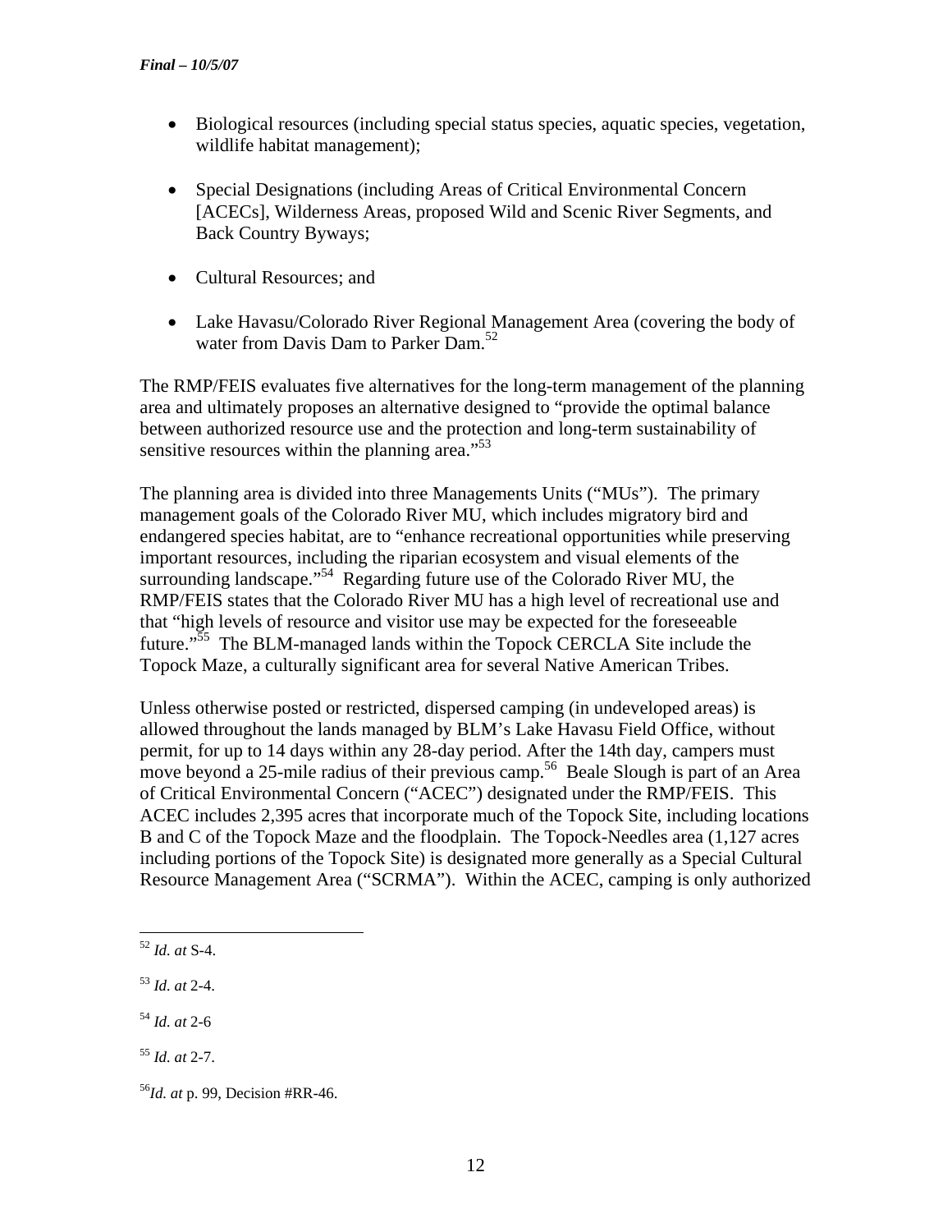- Biological resources (including special status species, aquatic species, vegetation, wildlife habitat management);

- Special Designations (including Areas of Critical Environmental Concern [ACECs], Wilderness Areas, proposed Wild and Scenic River Segments, and Back Country Byways;

- Cultural Resources; and

- Lake Havasu/Colorado River Regional Management Area (covering the body of water from Davis Dam to Parker Dam.[52]

The RMP/FEIS evaluates five alternatives for the long-term management of the planning area and ultimately proposes an alternative designed to "provide the optimal balance between authorized resource use and the protection and long-term sustainability of sensitive resources within the planning area."[53]

The planning area is divided into three Managements Units ("MUs"). The primary management goals of the Colorado River MU, which includes migratory bird and endangered species habitat, are to "enhance recreational opportunities while preserving important resources, including the riparian ecosystem and visual elements of the surrounding landscape."[54] Regarding future use of the Colorado River MU, the RMP/FEIS states that the Colorado River MU has a high level of recreational use and that "high levels of resource and visitor use may be expected for the foreseeable future."[55] The BLM-managed lands within the Topock CERCLA Site include the Topock Maze, a culturally significant area for several Native American Tribes.

Unless otherwise posted or restricted, dispersed camping (in undeveloped areas) is allowed throughout the lands managed by BLM's Lake Havasu Field Office, without permit, for up to 14 days within any 28-day period. After the 14th day, campers must move beyond a 25-mile radius of their previous camp.[56] Beale Slough is part of an Area of Critical Environmental Concern ("ACEC") designated under the RMP/FEIS. This ACEC includes 2,395 acres that incorporate much of the Topock Site, including locations B and C of the Topock Maze and the floodplain. The Topock-Needles area (1,127 acres including portions of the Topock Site) is designated more generally as a Special Cultural Resource Management Area ("SCRMA"). Within the ACEC, camping is only authorized

---

[52] *Id. at* S-4.

[53] *Id. at* 2-4.

[54] *Id. at* 2-6

[55] *Id. at* 2-7.

[56] *Id. at* p. 99, Decision #RR-46.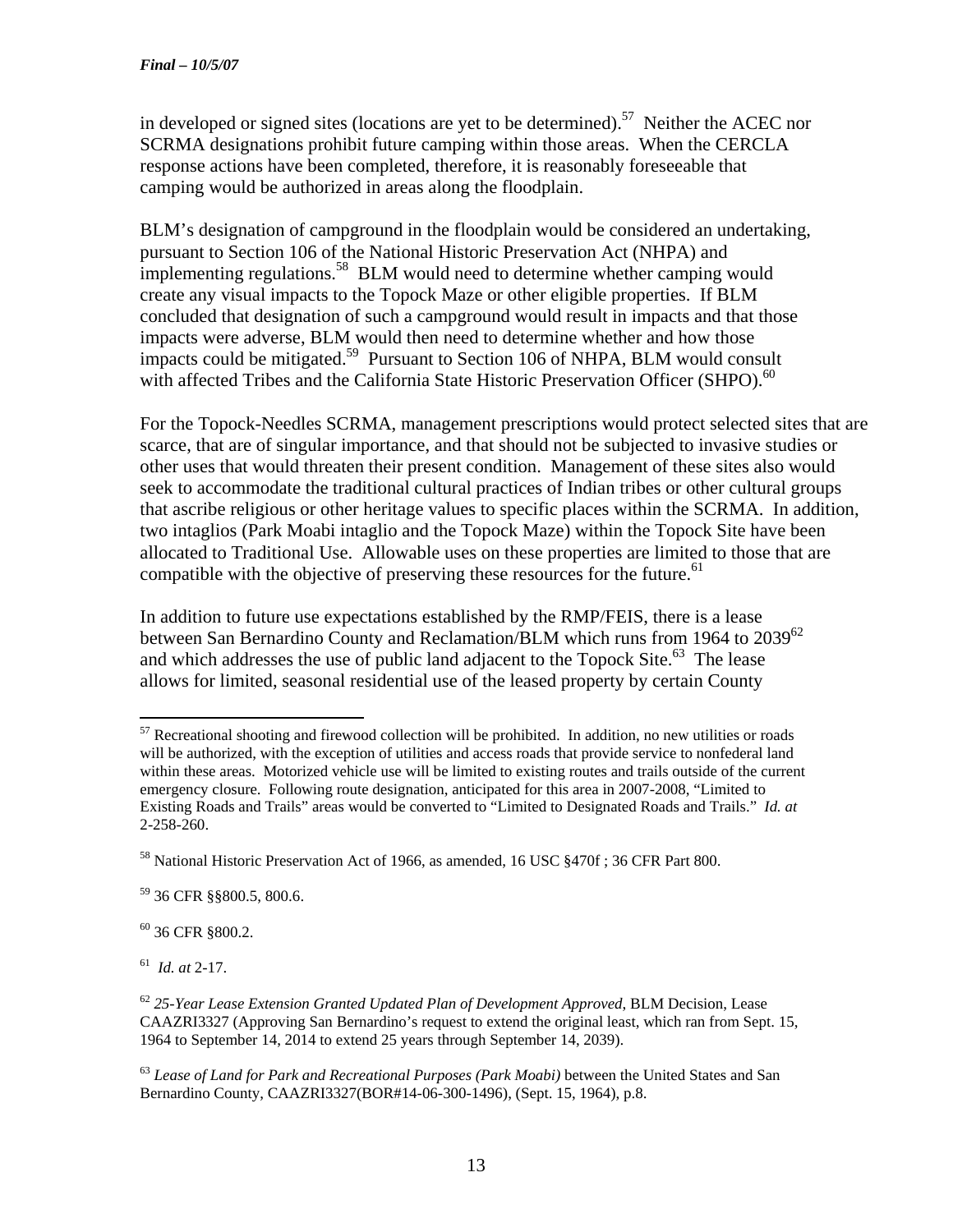in developed or signed sites (locations are yet to be determined).[57] Neither the ACEC nor SCRMA designations prohibit future camping within those areas. When the CERCLA response actions have been completed, therefore, it is reasonably foreseeable that camping would be authorized in areas along the floodplain.

BLM's designation of campground in the floodplain would be considered an undertaking, pursuant to Section 106 of the National Historic Preservation Act (NHPA) and implementing regulations.[58] BLM would need to determine whether camping would create any visual impacts to the Topock Maze or other eligible properties. If BLM concluded that designation of such a campground would result in impacts and that those impacts were adverse, BLM would then need to determine whether and how those impacts could be mitigated.[59] Pursuant to Section 106 of NHPA, BLM would consult with affected Tribes and the California State Historic Preservation Officer (SHPO).[60]

For the Topock-Needles SCRMA, management prescriptions would protect selected sites that are scarce, that are of singular importance, and that should not be subjected to invasive studies or other uses that would threaten their present condition. Management of these sites also would seek to accommodate the traditional cultural practices of Indian tribes or other cultural groups that ascribe religious or other heritage values to specific places within the SCRMA. In addition, two intaglios (Park Moabi intaglio and the Topock Maze) within the Topock Site have been allocated to Traditional Use. Allowable uses on these properties are limited to those that are compatible with the objective of preserving these resources for the future.[61]

In addition to future use expectations established by the RMP/FEIS, there is a lease between San Bernardino County and Reclamation/BLM which runs from 1964 to 2039[62] and which addresses the use of public land adjacent to the Topock Site.[63] The lease allows for limited, seasonal residential use of the leased property by certain County

---

[57] Recreational shooting and firewood collection will be prohibited. In addition, no new utilities or roads will be authorized, with the exception of utilities and access roads that provide service to nonfederal land within these areas. Motorized vehicle use will be limited to existing routes and trails outside of the current emergency closure. Following route designation, anticipated for this area in 2007-2008, "Limited to Existing Roads and Trails" areas would be converted to "Limited to Designated Roads and Trails." *Id. at* 2-258-260.

[58] National Historic Preservation Act of 1966, as amended, 16 USC §470f ; 36 CFR Part 800.

[59] 36 CFR §§800.5, 800.6.

[60] 36 CFR §800.2.

[61] *Id. at* 2-17.

[62] *25-Year Lease Extension Granted Updated Plan of Development Approved*, BLM Decision, Lease CAAZRI3327 (Approving San Bernardino's request to extend the original least, which ran from Sept. 15, 1964 to September 14, 2014 to extend 25 years through September 14, 2039).

[63] *Lease of Land for Park and Recreational Purposes (Park Moabi)* between the United States and San Bernardino County, CAAZRI3327(BOR#14-06-300-1496), (Sept. 15, 1964), p.8.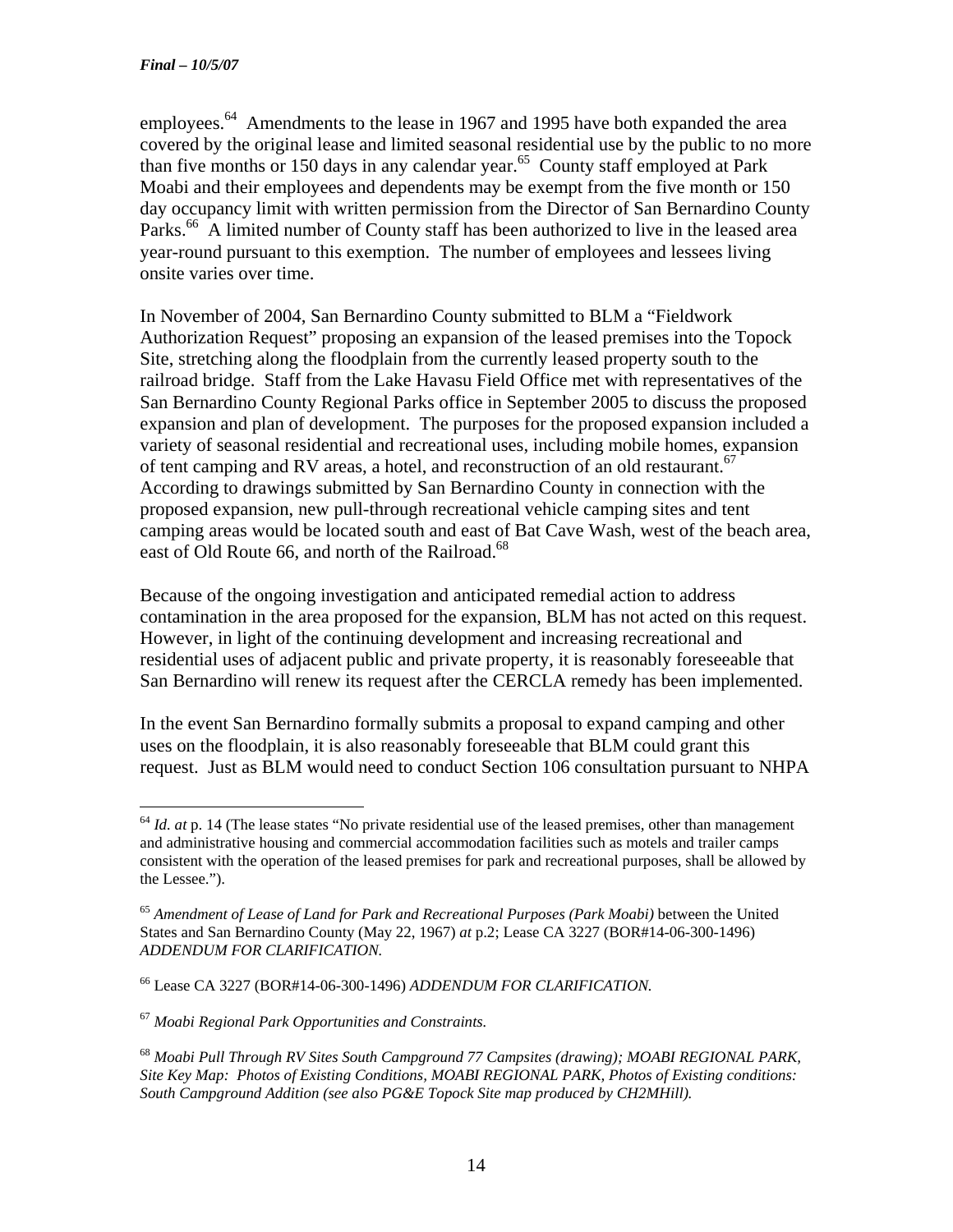employees.[64] Amendments to the lease in 1967 and 1995 have both expanded the area covered by the original lease and limited seasonal residential use by the public to no more than five months or 150 days in any calendar year.[65] County staff employed at Park Moabi and their employees and dependents may be exempt from the five month or 150 day occupancy limit with written permission from the Director of San Bernardino County Parks.[66] A limited number of County staff has been authorized to live in the leased area year-round pursuant to this exemption. The number of employees and lessees living onsite varies over time.

In November of 2004, San Bernardino County submitted to BLM a "Fieldwork Authorization Request" proposing an expansion of the leased premises into the Topock Site, stretching along the floodplain from the currently leased property south to the railroad bridge. Staff from the Lake Havasu Field Office met with representatives of the San Bernardino County Regional Parks office in September 2005 to discuss the proposed expansion and plan of development. The purposes for the proposed expansion included a variety of seasonal residential and recreational uses, including mobile homes, expansion of tent camping and RV areas, a hotel, and reconstruction of an old restaurant.[67] According to drawings submitted by San Bernardino County in connection with the proposed expansion, new pull-through recreational vehicle camping sites and tent camping areas would be located south and east of Bat Cave Wash, west of the beach area, east of Old Route 66, and north of the Railroad.[68]

Because of the ongoing investigation and anticipated remedial action to address contamination in the area proposed for the expansion, BLM has not acted on this request. However, in light of the continuing development and increasing recreational and residential uses of adjacent public and private property, it is reasonably foreseeable that San Bernardino will renew its request after the CERCLA remedy has been implemented.

In the event San Bernardino formally submits a proposal to expand camping and other uses on the floodplain, it is also reasonably foreseeable that BLM could grant this request. Just as BLM would need to conduct Section 106 consultation pursuant to NHPA

---

[64] *Id. at* p. 14 (The lease states "No private residential use of the leased premises, other than management and administrative housing and commercial accommodation facilities such as motels and trailer camps consistent with the operation of the leased premises for park and recreational purposes, shall be allowed by the Lessee.").

[65] *Amendment of Lease of Land for Park and Recreational Purposes (Park Moabi)* between the United States and San Bernardino County (May 22, 1967) *at* p.2; Lease CA 3227 (BOR#14-06-300-1496) *ADDENDUM FOR CLARIFICATION.*

[66] Lease CA 3227 (BOR#14-06-300-1496) *ADDENDUM FOR CLARIFICATION.*

[67] *Moabi Regional Park Opportunities and Constraints.*

[68] *Moabi Pull Through RV Sites South Campground 77 Campsites (drawing); MOABI REGIONAL PARK, Site Key Map: Photos of Existing Conditions, MOABI REGIONAL PARK, Photos of Existing conditions: South Campground Addition (see also PG&E Topock Site map produced by CH2MHill).*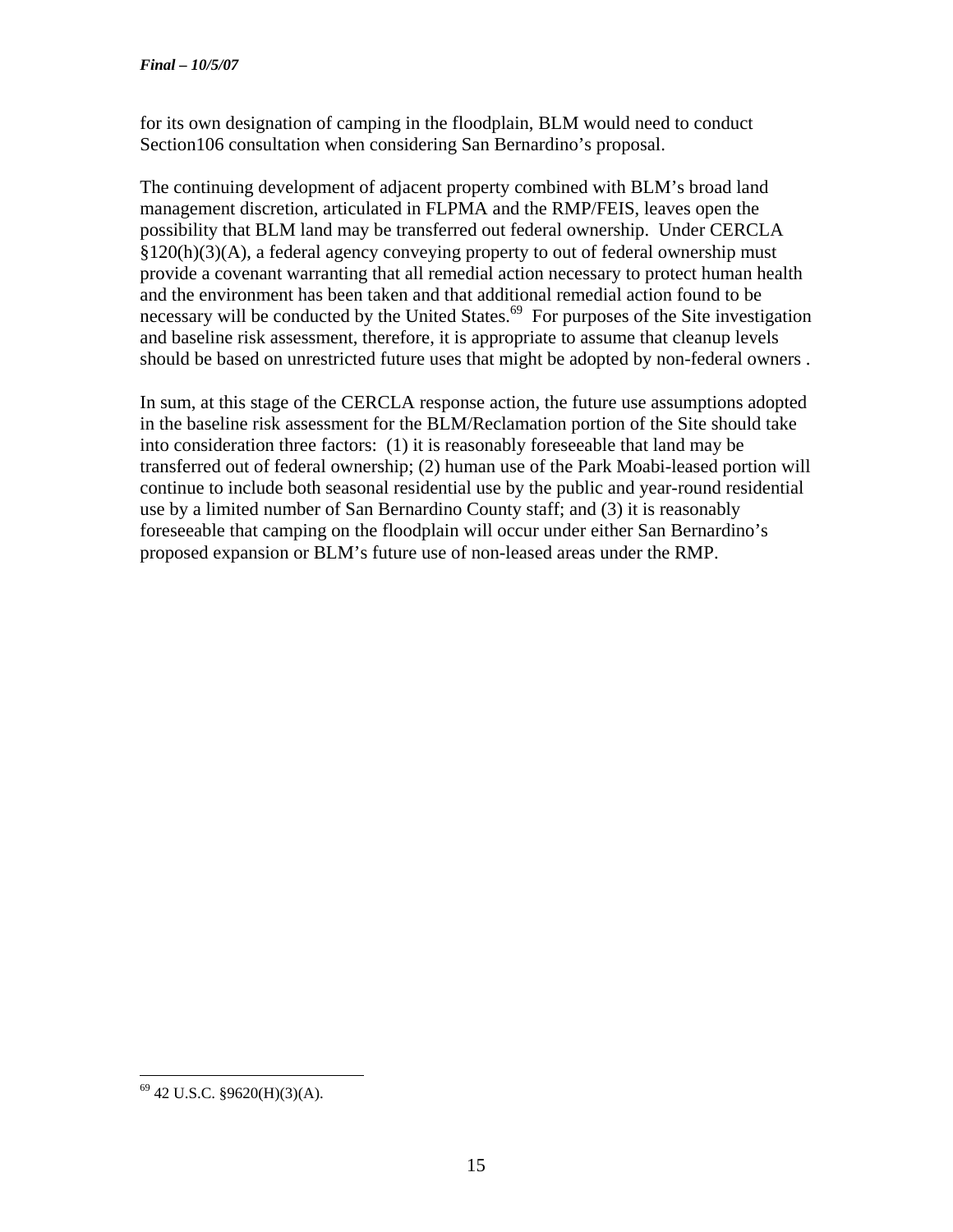for its own designation of camping in the floodplain, BLM would need to conduct Section106 consultation when considering San Bernardino's proposal.

The continuing development of adjacent property combined with BLM's broad land management discretion, articulated in FLPMA and the RMP/FEIS, leaves open the possibility that BLM land may be transferred out federal ownership. Under CERCLA §120(h)(3)(A), a federal agency conveying property to out of federal ownership must provide a covenant warranting that all remedial action necessary to protect human health and the environment has been taken and that additional remedial action found to be necessary will be conducted by the United States.[69] For purposes of the Site investigation and baseline risk assessment, therefore, it is appropriate to assume that cleanup levels should be based on unrestricted future uses that might be adopted by non-federal owners .

In sum, at this stage of the CERCLA response action, the future use assumptions adopted in the baseline risk assessment for the BLM/Reclamation portion of the Site should take into consideration three factors: (1) it is reasonably foreseeable that land may be transferred out of federal ownership; (2) human use of the Park Moabi-leased portion will continue to include both seasonal residential use by the public and year-round residential use by a limited number of San Bernardino County staff; and (3) it is reasonably foreseeable that camping on the floodplain will occur under either San Bernardino's proposed expansion or BLM's future use of non-leased areas under the RMP.

---

[69] 42 U.S.C. §9620(H)(3)(A).